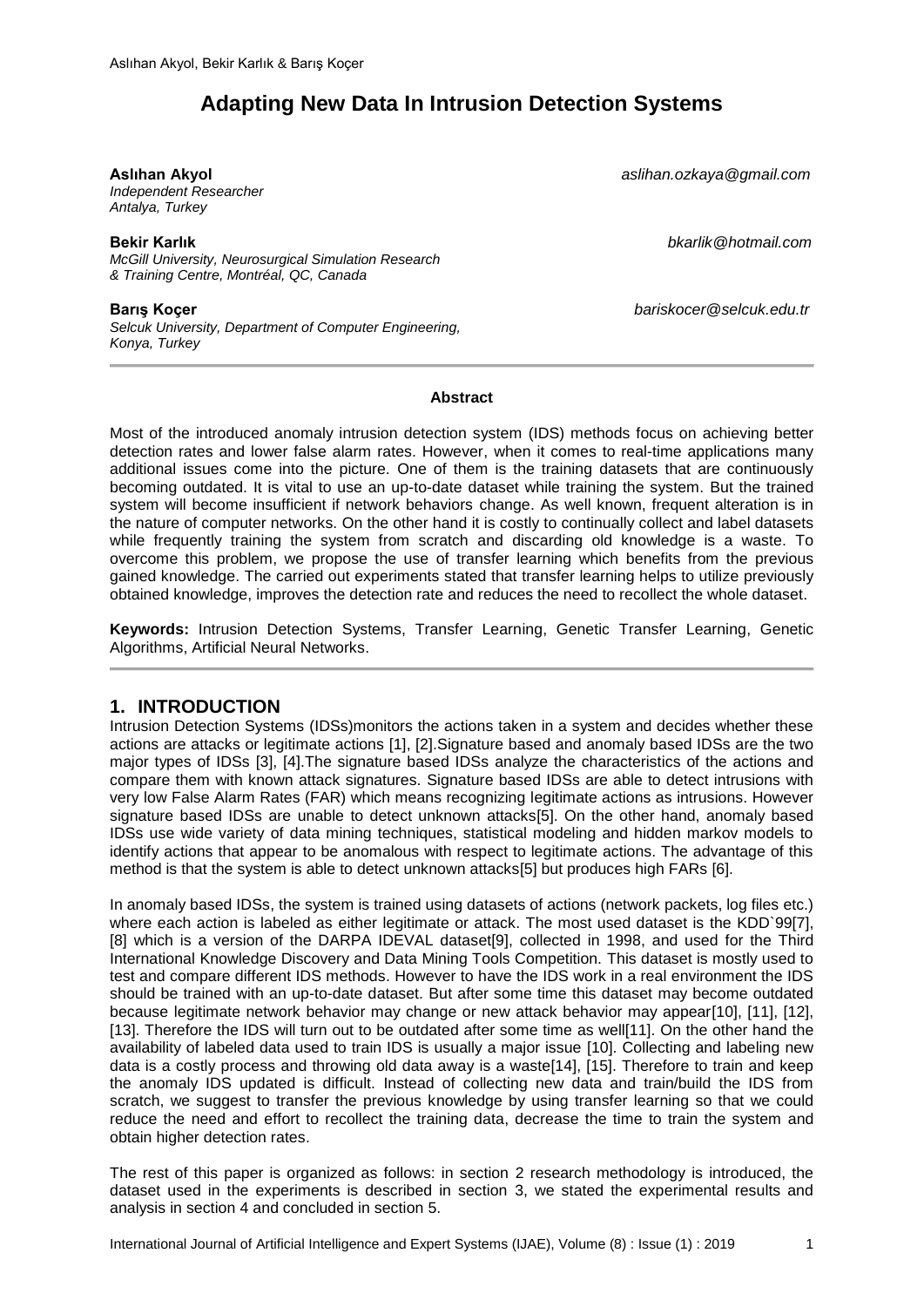# Adapting New Data In Intrusion Detection Systems

**Aslıhan Akyol** *aslihan.ozkaya@gmail.com*
*Independent Researcher*
*Antalya, Turkey*

**Bekir Karlık** *bkarlik@hotmail.com*
*McGill University, Neurosurgical Simulation Research & Training Centre, Montréal, QC, Canada*

**Barış Koçer** *bariskocer@selcuk.edu.tr*
*Selcuk University, Department of Computer Engineering, Konya, Turkey*

---

**Abstract**

Most of the introduced anomaly intrusion detection system (IDS) methods focus on achieving better detection rates and lower false alarm rates. However, when it comes to real-time applications many additional issues come into the picture. One of them is the training datasets that are continuously becoming outdated. It is vital to use an up-to-date dataset while training the system. But the trained system will become insufficient if network behaviors change. As well known, frequent alteration is in the nature of computer networks. On the other hand it is costly to continually collect and label datasets while frequently training the system from scratch and discarding old knowledge is a waste. To overcome this problem, we propose the use of transfer learning which benefits from the previous gained knowledge. The carried out experiments stated that transfer learning helps to utilize previously obtained knowledge, improves the detection rate and reduces the need to recollect the whole dataset.

**Keywords:** Intrusion Detection Systems, Transfer Learning, Genetic Transfer Learning, Genetic Algorithms, Artificial Neural Networks.

---

## 1. INTRODUCTION

Intrusion Detection Systems (IDSs)monitors the actions taken in a system and decides whether these actions are attacks or legitimate actions [1], [2].Signature based and anomaly based IDSs are the two major types of IDSs [3], [4].The signature based IDSs analyze the characteristics of the actions and compare them with known attack signatures. Signature based IDSs are able to detect intrusions with very low False Alarm Rates (FAR) which means recognizing legitimate actions as intrusions. However signature based IDSs are unable to detect unknown attacks[5]. On the other hand, anomaly based IDSs use wide variety of data mining techniques, statistical modeling and hidden markov models to identify actions that appear to be anomalous with respect to legitimate actions. The advantage of this method is that the system is able to detect unknown attacks[5] but produces high FARs [6].

In anomaly based IDSs, the system is trained using datasets of actions (network packets, log files etc.) where each action is labeled as either legitimate or attack. The most used dataset is the KDD`99[7], [8] which is a version of the DARPA IDEVAL dataset[9], collected in 1998, and used for the Third International Knowledge Discovery and Data Mining Tools Competition. This dataset is mostly used to test and compare different IDS methods. However to have the IDS work in a real environment the IDS should be trained with an up-to-date dataset. But after some time this dataset may become outdated because legitimate network behavior may change or new attack behavior may appear[10], [11], [12], [13]. Therefore the IDS will turn out to be outdated after some time as well[11]. On the other hand the availability of labeled data used to train IDS is usually a major issue [10]. Collecting and labeling new data is a costly process and throwing old data away is a waste[14], [15]. Therefore to train and keep the anomaly IDS updated is difficult. Instead of collecting new data and train/build the IDS from scratch, we suggest to transfer the previous knowledge by using transfer learning so that we could reduce the need and effort to recollect the training data, decrease the time to train the system and obtain higher detection rates.

The rest of this paper is organized as follows: in section 2 research methodology is introduced, the dataset used in the experiments is described in section 3, we stated the experimental results and analysis in section 4 and concluded in section 5.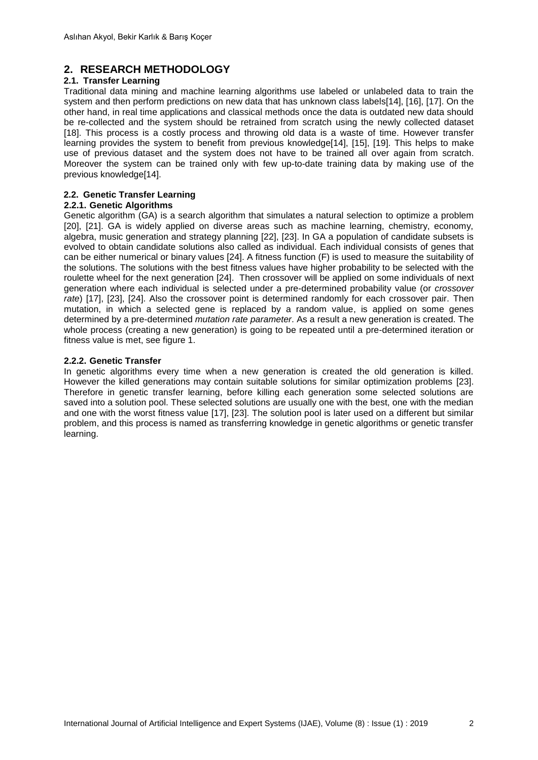## 2. RESEARCH METHODOLOGY

### 2.1. Transfer Learning

Traditional data mining and machine learning algorithms use labeled or unlabeled data to train the system and then perform predictions on new data that has unknown class labels[14], [16], [17]. On the other hand, in real time applications and classical methods once the data is outdated new data should be re-collected and the system should be retrained from scratch using the newly collected dataset [18]. This process is a costly process and throwing old data is a waste of time. However transfer learning provides the system to benefit from previous knowledge[14], [15], [19]. This helps to make use of previous dataset and the system does not have to be trained all over again from scratch. Moreover the system can be trained only with few up-to-date training data by making use of the previous knowledge[14].

### 2.2. Genetic Transfer Learning

#### 2.2.1. Genetic Algorithms

Genetic algorithm (GA) is a search algorithm that simulates a natural selection to optimize a problem [20], [21]. GA is widely applied on diverse areas such as machine learning, chemistry, economy, algebra, music generation and strategy planning [22], [23]. In GA a population of candidate subsets is evolved to obtain candidate solutions also called as individual. Each individual consists of genes that can be either numerical or binary values [24]. A fitness function (F) is used to measure the suitability of the solutions. The solutions with the best fitness values have higher probability to be selected with the roulette wheel for the next generation [24]. Then crossover will be applied on some individuals of next generation where each individual is selected under a pre-determined probability value (or *crossover rate*) [17], [23], [24]. Also the crossover point is determined randomly for each crossover pair. Then mutation, in which a selected gene is replaced by a random value, is applied on some genes determined by a pre-determined *mutation rate parameter*. As a result a new generation is created. The whole process (creating a new generation) is going to be repeated until a pre-determined iteration or fitness value is met, see figure 1.

#### 2.2.2. Genetic Transfer

In genetic algorithms every time when a new generation is created the old generation is killed. However the killed generations may contain suitable solutions for similar optimization problems [23]. Therefore in genetic transfer learning, before killing each generation some selected solutions are saved into a solution pool. These selected solutions are usually one with the best, one with the median and one with the worst fitness value [17], [23]. The solution pool is later used on a different but similar problem, and this process is named as transferring knowledge in genetic algorithms or genetic transfer learning.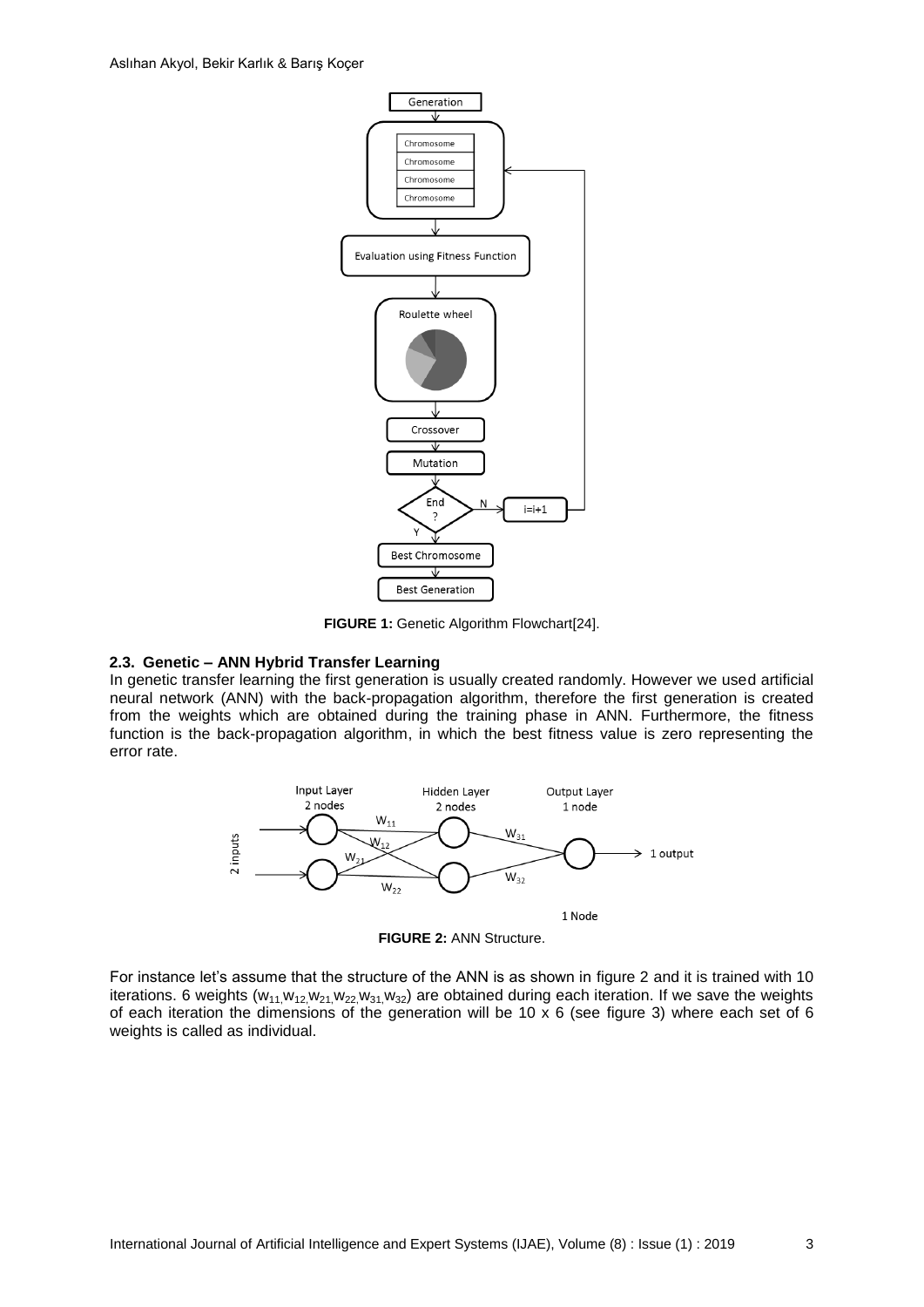**FIGURE 1:** Genetic Algorithm Flowchart[24].

### 2.3. Genetic – ANN Hybrid Transfer Learning

In genetic transfer learning the first generation is usually created randomly. However we used artificial neural network (ANN) with the back-propagation algorithm, therefore the first generation is created from the weights which are obtained during the training phase in ANN. Furthermore, the fitness function is the back-propagation algorithm, in which the best fitness value is zero representing the error rate.

**FIGURE 2:** ANN Structure.

For instance let's assume that the structure of the ANN is as shown in figure 2 and it is trained with 10 iterations. 6 weights ($w_{11}, w_{12}, w_{21}, w_{22}, w_{31}, w_{32}$) are obtained during each iteration. If we save the weights of each iteration the dimensions of the generation will be 10 x 6 (see figure 3) where each set of 6 weights is called as individual.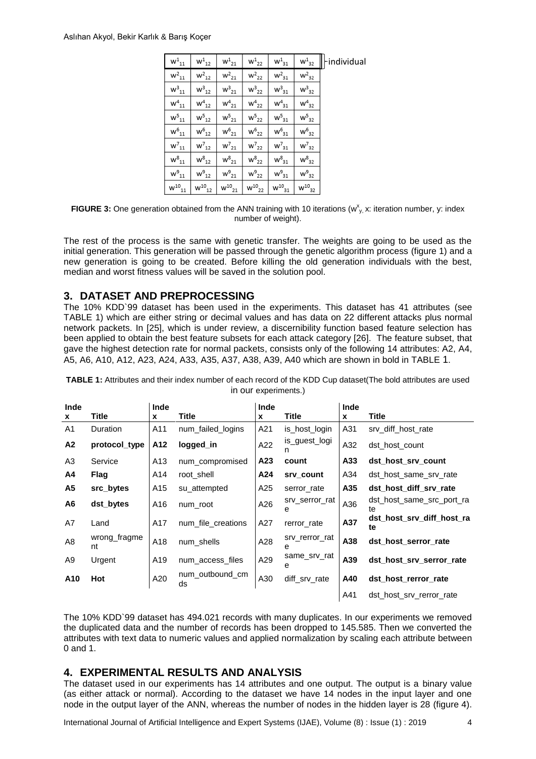|  |  |  |  |  |  |  |
|---|---|---|---|---|---|---|
| $w^1_{11}$ | $w^1_{12}$ | $w^1_{21}$ | $w^1_{22}$ | $w^1_{31}$ | $w^1_{32}$ | individual |
| $w^2_{11}$ | $w^2_{12}$ | $w^2_{21}$ | $w^2_{22}$ | $w^2_{31}$ | $w^2_{32}$ | |
| $w^3_{11}$ | $w^3_{12}$ | $w^3_{21}$ | $w^3_{22}$ | $w^3_{31}$ | $w^3_{32}$ | |
| $w^4_{11}$ | $w^4_{12}$ | $w^4_{21}$ | $w^4_{22}$ | $w^4_{31}$ | $w^4_{32}$ | |
| $w^5_{11}$ | $w^5_{12}$ | $w^5_{21}$ | $w^5_{22}$ | $w^5_{31}$ | $w^5_{32}$ | |
| $w^6_{11}$ | $w^6_{12}$ | $w^6_{21}$ | $w^6_{22}$ | $w^6_{31}$ | $w^6_{32}$ | |
| $w^7_{11}$ | $w^7_{12}$ | $w^7_{21}$ | $w^7_{22}$ | $w^7_{31}$ | $w^7_{32}$ | |
| $w^8_{11}$ | $w^8_{12}$ | $w^8_{21}$ | $w^8_{22}$ | $w^8_{31}$ | $w^8_{32}$ | |
| $w^9_{11}$ | $w^9_{12}$ | $w^9_{21}$ | $w^9_{22}$ | $w^9_{31}$ | $w^9_{32}$ | |
| $w^{10}_{11}$ | $w^{10}_{12}$ | $w^{10}_{21}$ | $w^{10}_{22}$ | $w^{10}_{31}$ | $w^{10}_{32}$ | |

**FIGURE 3:** One generation obtained from the ANN training with 10 iterations ($w^x_y$, x: iteration number, y: index number of weight).

The rest of the process is the same with genetic transfer. The weights are going to be used as the initial generation. This generation will be passed through the genetic algorithm process (figure 1) and a new generation is going to be created. Before killing the old generation individuals with the best, median and worst fitness values will be saved in the solution pool.

## 3. DATASET AND PREPROCESSING

The 10% KDD`99 dataset has been used in the experiments. This dataset has 41 attributes (see TABLE 1) which are either string or decimal values and has data on 22 different attacks plus normal network packets. In [25], which is under review, a discernibility function based feature selection has been applied to obtain the best feature subsets for each attack category [26]. The feature subset, that gave the highest detection rate for normal packets, consists only of the following 14 attributes: A2, A4, A5, A6, A10, A12, A23, A24, A33, A35, A37, A38, A39, A40 which are shown in bold in TABLE 1.

**TABLE 1:** Attributes and their index number of each record of the KDD Cup dataset(The bold attributes are used in our experiments.)

| Index | Title | Index | Title | Index | Title | Index | Title |
|---|---|---|---|---|---|---|---|
| A1 | Duration | A11 | num_failed_logins | A21 | is_host_login | A31 | srv_diff_host_rate |
| **A2** | **protocol_type** | **A12** | **logged_in** | A22 | is_guest_login | A32 | dst_host_count |
| A3 | Service | A13 | num_compromised | **A23** | **count** | **A33** | **dst_host_srv_count** |
| **A4** | **Flag** | A14 | root_shell | **A24** | **srv_count** | A34 | dst_host_same_srv_rate |
| **A5** | **src_bytes** | A15 | su_attempted | A25 | serror_rate | **A35** | **dst_host_diff_srv_rate** |
| **A6** | **dst_bytes** | A16 | num_root | A26 | srv_serror_rate | A36 | dst_host_same_src_port_rate |
| A7 | Land | A17 | num_file_creations | A27 | rerror_rate | **A37** | **dst_host_srv_diff_host_rate** |
| A8 | wrong_fragment | A18 | num_shells | A28 | srv_rerror_rate | **A38** | **dst_host_serror_rate** |
| A9 | Urgent | A19 | num_access_files | A29 | same_srv_rate | **A39** | **dst_host_srv_serror_rate** |
| **A10** | **Hot** | A20 | num_outbound_cmds | A30 | diff_srv_rate | **A40** | **dst_host_rerror_rate** |
| | | | | | | A41 | dst_host_srv_rerror_rate |

The 10% KDD`99 dataset has 494.021 records with many duplicates. In our experiments we removed the duplicated data and the number of records has been dropped to 145.585. Then we converted the attributes with text data to numeric values and applied normalization by scaling each attribute between 0 and 1.

## 4. EXPERIMENTAL RESULTS AND ANALYSIS

The dataset used in our experiments has 14 attributes and one output. The output is a binary value (as either attack or normal). According to the dataset we have 14 nodes in the input layer and one node in the output layer of the ANN, whereas the number of nodes in the hidden layer is 28 (figure 4).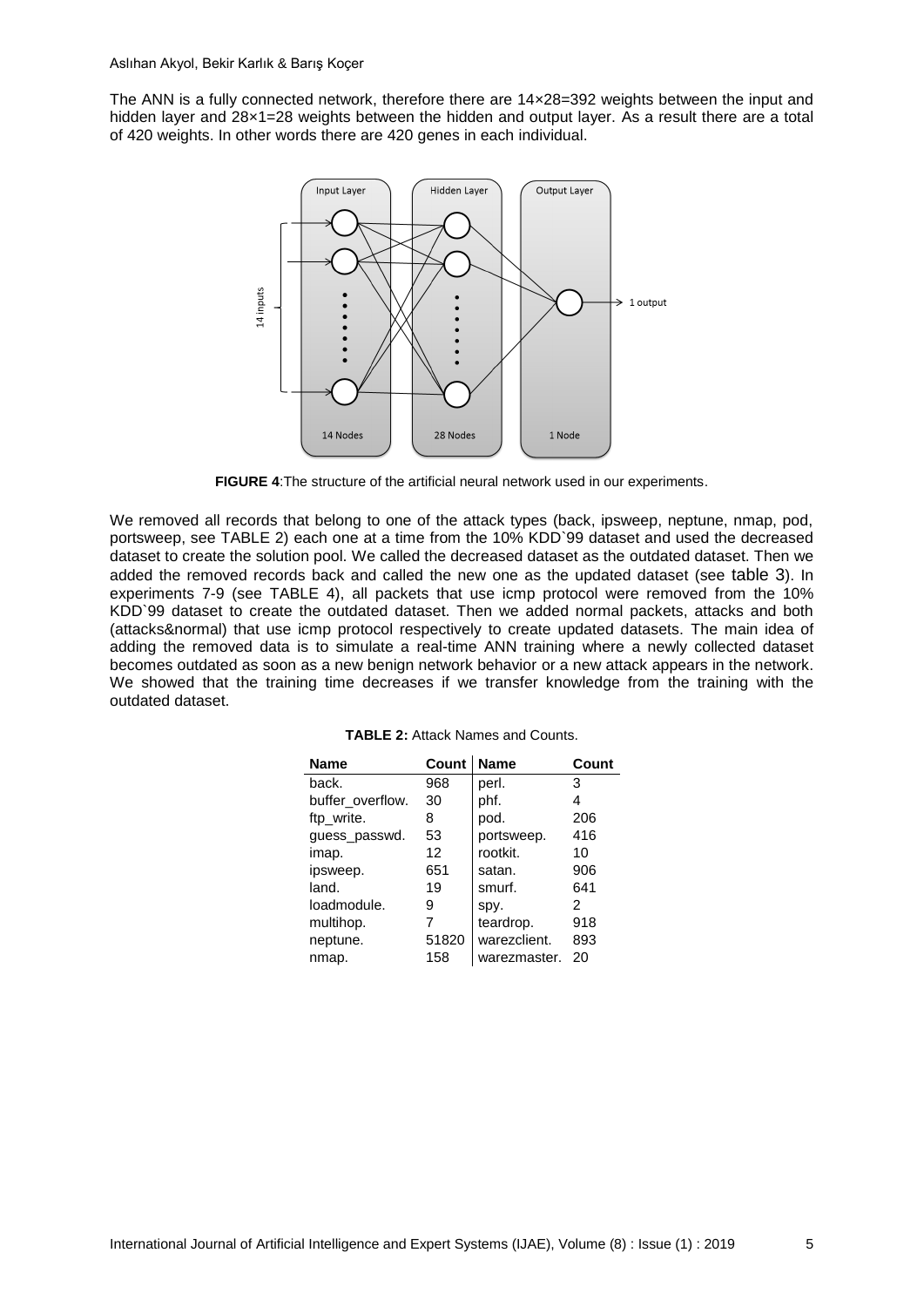The ANN is a fully connected network, therefore there are 14×28=392 weights between the input and hidden layer and 28×1=28 weights between the hidden and output layer. As a result there are a total of 420 weights. In other words there are 420 genes in each individual.

**FIGURE 4**:The structure of the artificial neural network used in our experiments.

We removed all records that belong to one of the attack types (back, ipsweep, neptune, nmap, pod, portsweep, see TABLE 2) each one at a time from the 10% KDD`99 dataset and used the decreased dataset to create the solution pool. We called the decreased dataset as the outdated dataset. Then we added the removed records back and called the new one as the updated dataset (see table 3). In experiments 7-9 (see TABLE 4), all packets that use icmp protocol were removed from the 10% KDD`99 dataset to create the outdated dataset. Then we added normal packets, attacks and both (attacks&normal) that use icmp protocol respectively to create updated datasets. The main idea of adding the removed data is to simulate a real-time ANN training where a newly collected dataset becomes outdated as soon as a new benign network behavior or a new attack appears in the network. We showed that the training time decreases if we transfer knowledge from the training with the outdated dataset.

**TABLE 2:** Attack Names and Counts.

| Name | Count | Name | Count |
|---|---|---|---|
| back. | 968 | perl. | 3 |
| buffer_overflow. | 30 | phf. | 4 |
| ftp_write. | 8 | pod. | 206 |
| guess_passwd. | 53 | portsweep. | 416 |
| imap. | 12 | rootkit. | 10 |
| ipsweep. | 651 | satan. | 906 |
| land. | 19 | smurf. | 641 |
| loadmodule. | 9 | spy. | 2 |
| multihop. | 7 | teardrop. | 918 |
| neptune. | 51820 | warezclient. | 893 |
| nmap. | 158 | warezmaster. | 20 |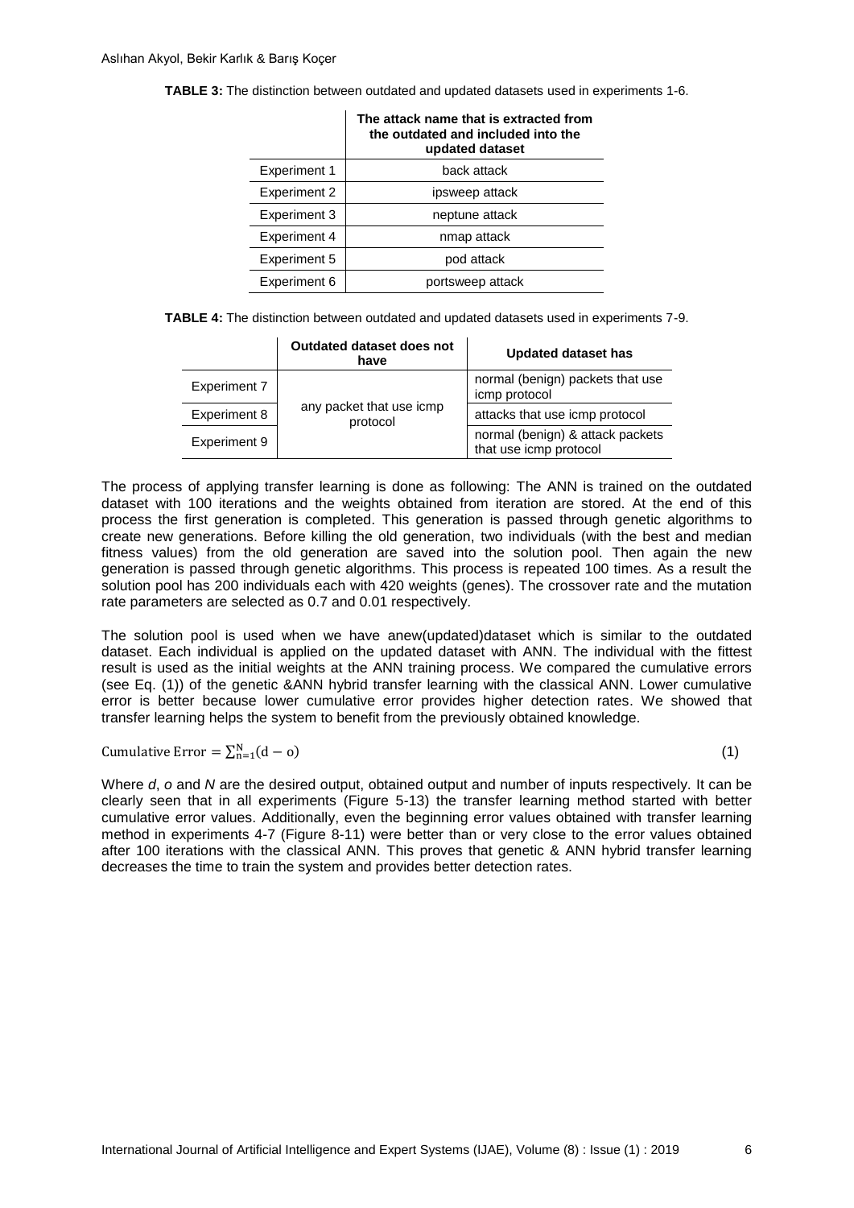**TABLE 3:** The distinction between outdated and updated datasets used in experiments 1-6.

| | The attack name that is extracted from the outdated and included into the updated dataset |
|---|---|
| Experiment 1 | back attack |
| Experiment 2 | ipsweep attack |
| Experiment 3 | neptune attack |
| Experiment 4 | nmap attack |
| Experiment 5 | pod attack |
| Experiment 6 | portsweep attack |

**TABLE 4:** The distinction between outdated and updated datasets used in experiments 7-9.

| | Outdated dataset does not have | Updated dataset has |
|---|---|---|
| Experiment 7 | any packet that use icmp protocol | normal (benign) packets that use icmp protocol |
| Experiment 8 | | attacks that use icmp protocol |
| Experiment 9 | | normal (benign) & attack packets that use icmp protocol |

The process of applying transfer learning is done as following: The ANN is trained on the outdated dataset with 100 iterations and the weights obtained from iteration are stored. At the end of this process the first generation is completed. This generation is passed through genetic algorithms to create new generations. Before killing the old generation, two individuals (with the best and median fitness values) from the old generation are saved into the solution pool. Then again the new generation is passed through genetic algorithms. This process is repeated 100 times. As a result the solution pool has 200 individuals each with 420 weights (genes). The crossover rate and the mutation rate parameters are selected as 0.7 and 0.01 respectively.

The solution pool is used when we have anew(updated)dataset which is similar to the outdated dataset. Each individual is applied on the updated dataset with ANN. The individual with the fittest result is used as the initial weights at the ANN training process. We compared the cumulative errors (see Eq. (1)) of the genetic &ANN hybrid transfer learning with the classical ANN. Lower cumulative error is better because lower cumulative error provides higher detection rates. We showed that transfer learning helps the system to benefit from the previously obtained knowledge.

$$\text{Cumulative Error} = \sum_{n=1}^{N}(d - o) \quad (1)$$

Where *d*, *o* and *N* are the desired output, obtained output and number of inputs respectively. It can be clearly seen that in all experiments (Figure 5-13) the transfer learning method started with better cumulative error values. Additionally, even the beginning error values obtained with transfer learning method in experiments 4-7 (Figure 8-11) were better than or very close to the error values obtained after 100 iterations with the classical ANN. This proves that genetic & ANN hybrid transfer learning decreases the time to train the system and provides better detection rates.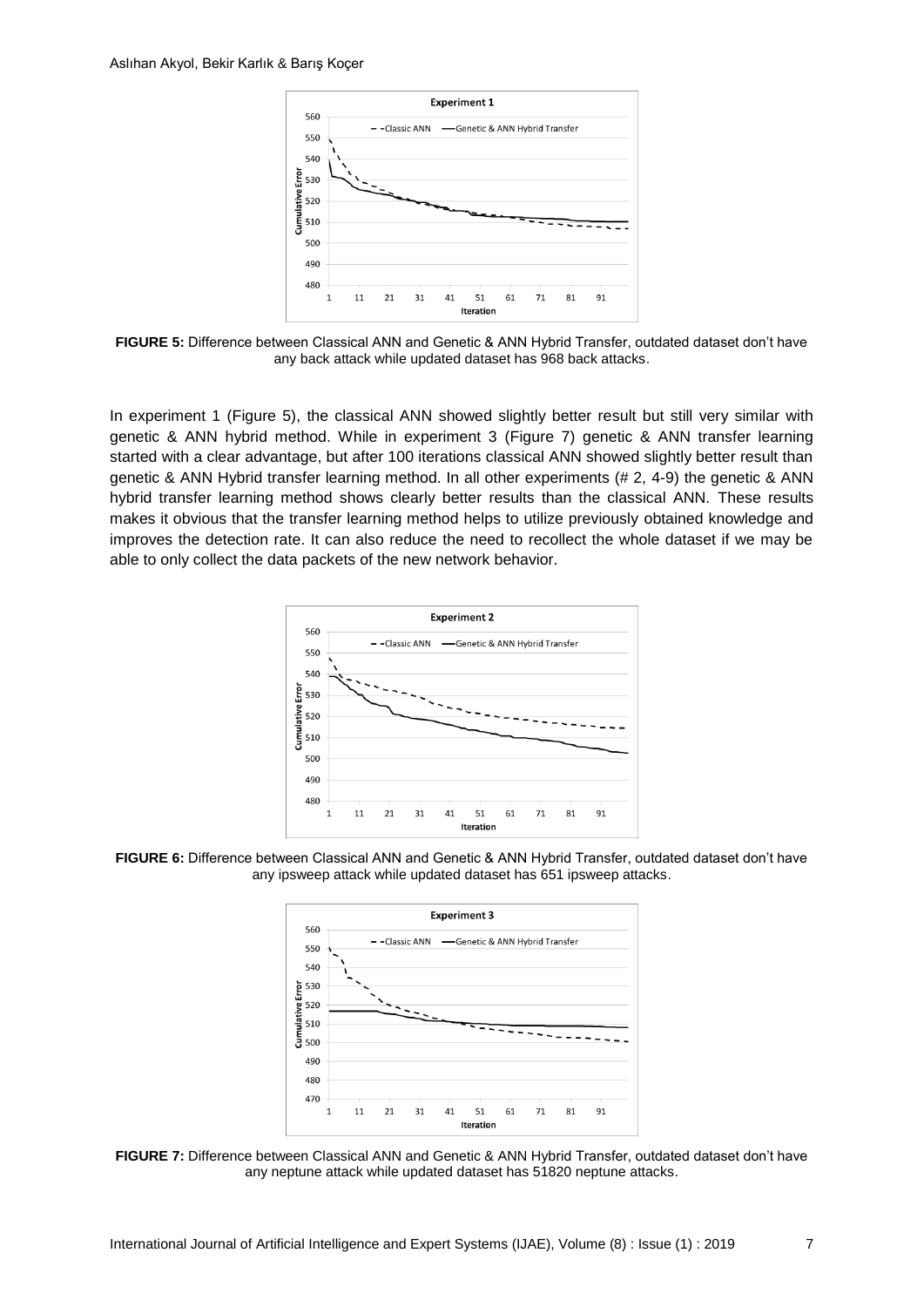**FIGURE 5:** Difference between Classical ANN and Genetic & ANN Hybrid Transfer, outdated dataset don't have any back attack while updated dataset has 968 back attacks.

In experiment 1 (Figure 5), the classical ANN showed slightly better result but still very similar with genetic & ANN hybrid method. While in experiment 3 (Figure 7) genetic & ANN transfer learning started with a clear advantage, but after 100 iterations classical ANN showed slightly better result than genetic & ANN Hybrid transfer learning method. In all other experiments (# 2, 4-9) the genetic & ANN hybrid transfer learning method shows clearly better results than the classical ANN. These results makes it obvious that the transfer learning method helps to utilize previously obtained knowledge and improves the detection rate. It can also reduce the need to recollect the whole dataset if we may be able to only collect the data packets of the new network behavior.

**FIGURE 6:** Difference between Classical ANN and Genetic & ANN Hybrid Transfer, outdated dataset don't have any ipsweep attack while updated dataset has 651 ipsweep attacks.

**FIGURE 7:** Difference between Classical ANN and Genetic & ANN Hybrid Transfer, outdated dataset don't have any neptune attack while updated dataset has 51820 neptune attacks.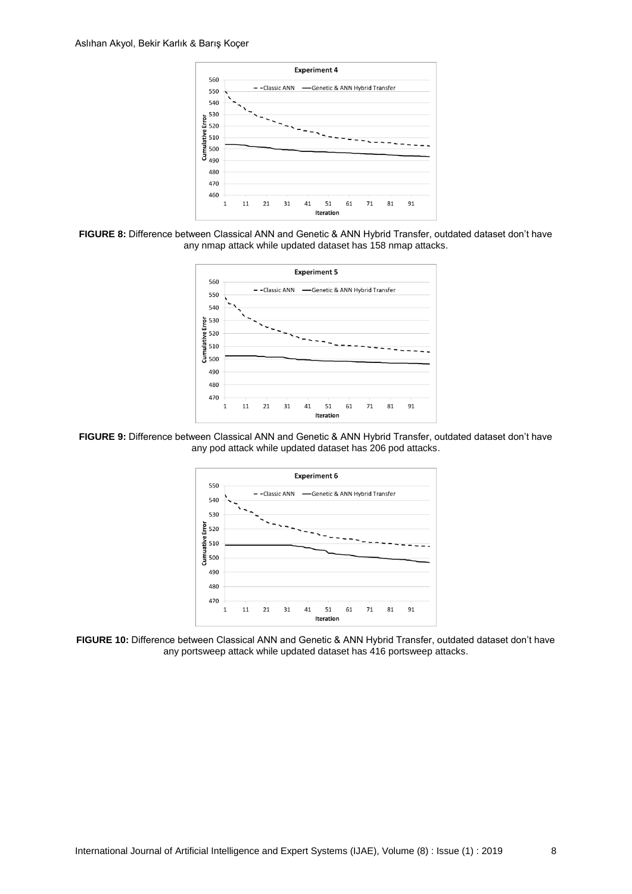FIGURE 8: Difference between Classical ANN and Genetic & ANN Hybrid Transfer, outdated dataset don't have any nmap attack while updated dataset has 158 nmap attacks.

FIGURE 9: Difference between Classical ANN and Genetic & ANN Hybrid Transfer, outdated dataset don't have any pod attack while updated dataset has 206 pod attacks.

FIGURE 10: Difference between Classical ANN and Genetic & ANN Hybrid Transfer, outdated dataset don't have any portsweep attack while updated dataset has 416 portsweep attacks.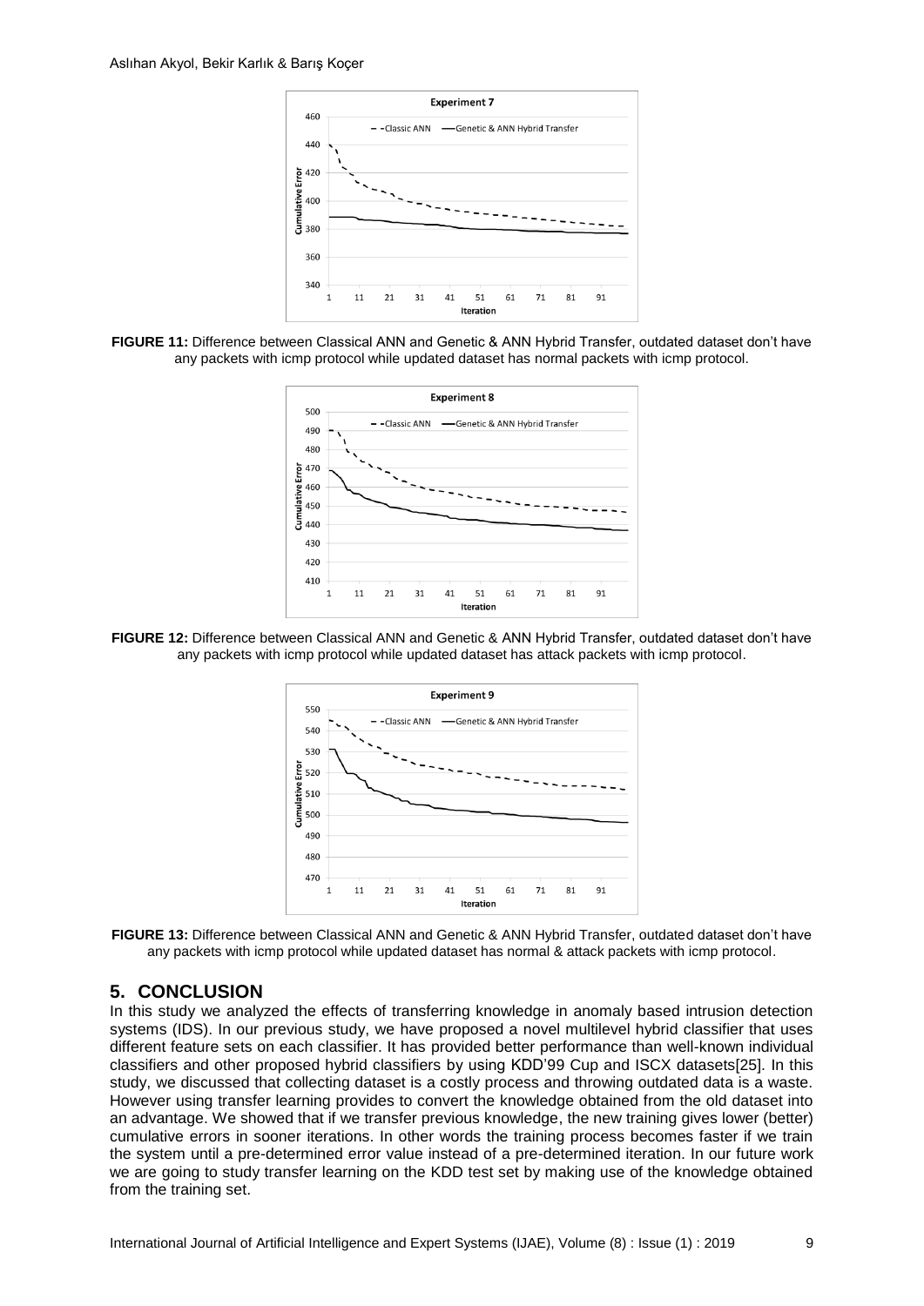**FIGURE 11:** Difference between Classical ANN and Genetic & ANN Hybrid Transfer, outdated dataset don't have any packets with icmp protocol while updated dataset has normal packets with icmp protocol.

**FIGURE 12:** Difference between Classical ANN and Genetic & ANN Hybrid Transfer, outdated dataset don't have any packets with icmp protocol while updated dataset has attack packets with icmp protocol.

**FIGURE 13:** Difference between Classical ANN and Genetic & ANN Hybrid Transfer, outdated dataset don't have any packets with icmp protocol while updated dataset has normal & attack packets with icmp protocol.

## 5. CONCLUSION

In this study we analyzed the effects of transferring knowledge in anomaly based intrusion detection systems (IDS). In our previous study, we have proposed a novel multilevel hybrid classifier that uses different feature sets on each classifier. It has provided better performance than well-known individual classifiers and other proposed hybrid classifiers by using KDD'99 Cup and ISCX datasets[25]. In this study, we discussed that collecting dataset is a costly process and throwing outdated data is a waste. However using transfer learning provides to convert the knowledge obtained from the old dataset into an advantage. We showed that if we transfer previous knowledge, the new training gives lower (better) cumulative errors in sooner iterations. In other words the training process becomes faster if we train the system until a pre-determined error value instead of a pre-determined iteration. In our future work we are going to study transfer learning on the KDD test set by making use of the knowledge obtained from the training set.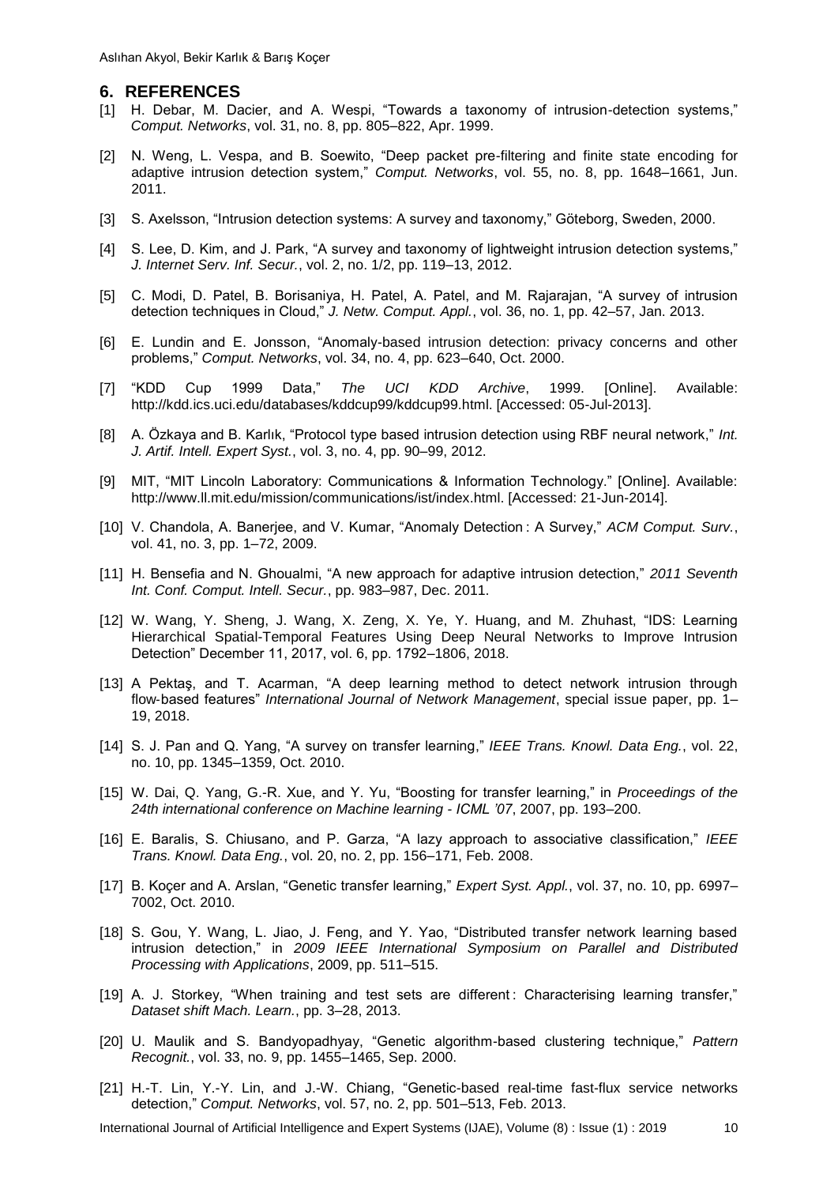## 6. REFERENCES

[1] H. Debar, M. Dacier, and A. Wespi, "Towards a taxonomy of intrusion-detection systems," *Comput. Networks*, vol. 31, no. 8, pp. 805–822, Apr. 1999.

[2] N. Weng, L. Vespa, and B. Soewito, "Deep packet pre-filtering and finite state encoding for adaptive intrusion detection system," *Comput. Networks*, vol. 55, no. 8, pp. 1648–1661, Jun. 2011.

[3] S. Axelsson, "Intrusion detection systems: A survey and taxonomy," Göteborg, Sweden, 2000.

[4] S. Lee, D. Kim, and J. Park, "A survey and taxonomy of lightweight intrusion detection systems," *J. Internet Serv. Inf. Secur.*, vol. 2, no. 1/2, pp. 119–13, 2012.

[5] C. Modi, D. Patel, B. Borisaniya, H. Patel, A. Patel, and M. Rajarajan, "A survey of intrusion detection techniques in Cloud," *J. Netw. Comput. Appl.*, vol. 36, no. 1, pp. 42–57, Jan. 2013.

[6] E. Lundin and E. Jonsson, "Anomaly-based intrusion detection: privacy concerns and other problems," *Comput. Networks*, vol. 34, no. 4, pp. 623–640, Oct. 2000.

[7] "KDD Cup 1999 Data," *The UCI KDD Archive*, 1999. [Online]. Available: http://kdd.ics.uci.edu/databases/kddcup99/kddcup99.html. [Accessed: 05-Jul-2013].

[8] A. Özkaya and B. Karlık, "Protocol type based intrusion detection using RBF neural network," *Int. J. Artif. Intell. Expert Syst.*, vol. 3, no. 4, pp. 90–99, 2012.

[9] MIT, "MIT Lincoln Laboratory: Communications & Information Technology." [Online]. Available: http://www.ll.mit.edu/mission/communications/ist/index.html. [Accessed: 21-Jun-2014].

[10] V. Chandola, A. Banerjee, and V. Kumar, "Anomaly Detection : A Survey," *ACM Comput. Surv.*, vol. 41, no. 3, pp. 1–72, 2009.

[11] H. Bensefia and N. Ghoualmi, "A new approach for adaptive intrusion detection," *2011 Seventh Int. Conf. Comput. Intell. Secur.*, pp. 983–987, Dec. 2011.

[12] W. Wang, Y. Sheng, J. Wang, X. Zeng, X. Ye, Y. Huang, and M. Zhuhast, "IDS: Learning Hierarchical Spatial-Temporal Features Using Deep Neural Networks to Improve Intrusion Detection" December 11, 2017, vol. 6, pp. 1792–1806, 2018.

[13] A Pektaş, and T. Acarman, "A deep learning method to detect network intrusion through flow-based features" *International Journal of Network Management*, special issue paper, pp. 1–19, 2018.

[14] S. J. Pan and Q. Yang, "A survey on transfer learning," *IEEE Trans. Knowl. Data Eng.*, vol. 22, no. 10, pp. 1345–1359, Oct. 2010.

[15] W. Dai, Q. Yang, G.-R. Xue, and Y. Yu, "Boosting for transfer learning," in *Proceedings of the 24th international conference on Machine learning - ICML '07*, 2007, pp. 193–200.

[16] E. Baralis, S. Chiusano, and P. Garza, "A lazy approach to associative classification," *IEEE Trans. Knowl. Data Eng.*, vol. 20, no. 2, pp. 156–171, Feb. 2008.

[17] B. Koçer and A. Arslan, "Genetic transfer learning," *Expert Syst. Appl.*, vol. 37, no. 10, pp. 6997–7002, Oct. 2010.

[18] S. Gou, Y. Wang, L. Jiao, J. Feng, and Y. Yao, "Distributed transfer network learning based intrusion detection," in *2009 IEEE International Symposium on Parallel and Distributed Processing with Applications*, 2009, pp. 511–515.

[19] A. J. Storkey, "When training and test sets are different : Characterising learning transfer," *Dataset shift Mach. Learn.*, pp. 3–28, 2013.

[20] U. Maulik and S. Bandyopadhyay, "Genetic algorithm-based clustering technique," *Pattern Recognit.*, vol. 33, no. 9, pp. 1455–1465, Sep. 2000.

[21] H.-T. Lin, Y.-Y. Lin, and J.-W. Chiang, "Genetic-based real-time fast-flux service networks detection," *Comput. Networks*, vol. 57, no. 2, pp. 501–513, Feb. 2013.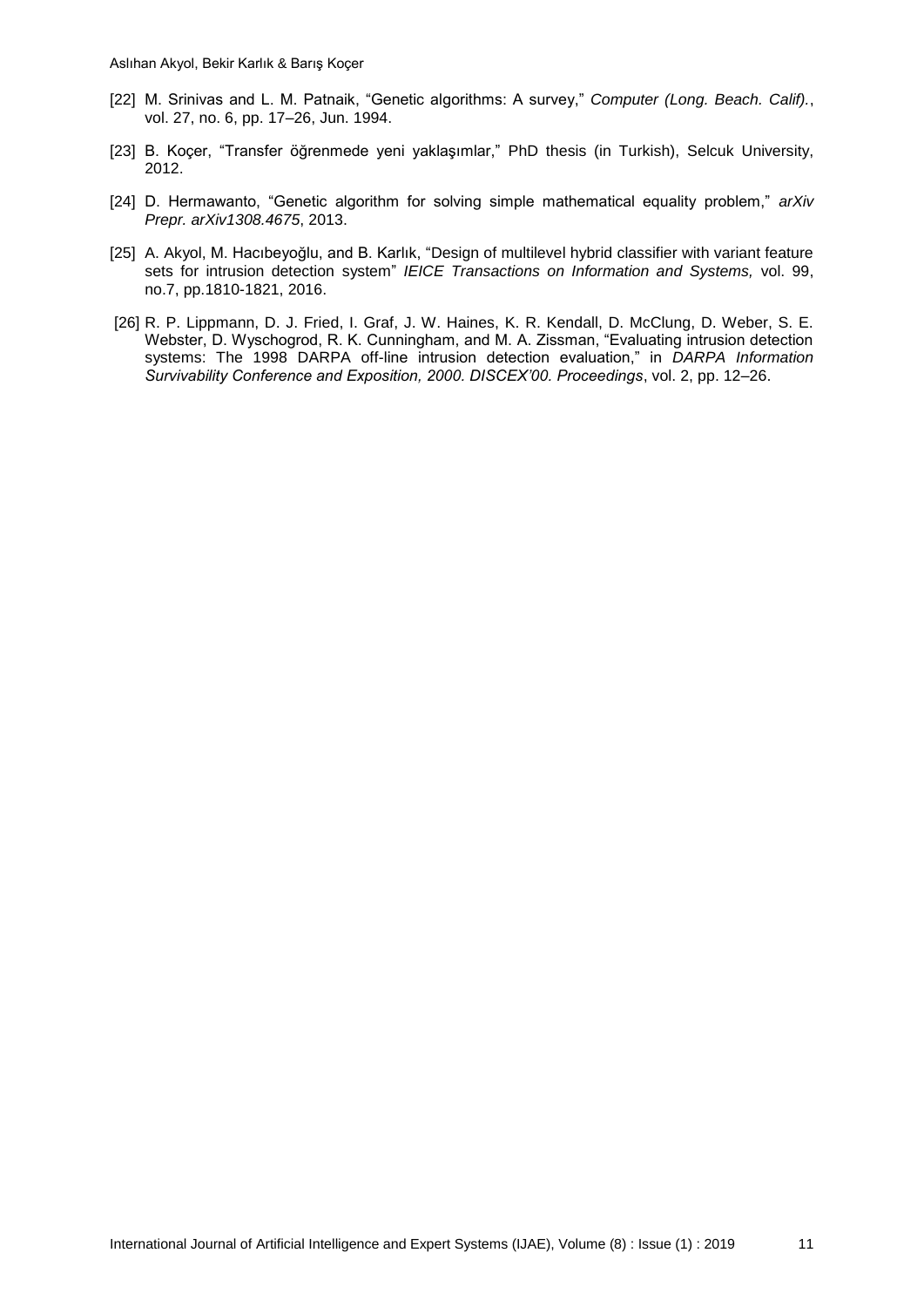[22] M. Srinivas and L. M. Patnaik, “Genetic algorithms: A survey,” *Computer (Long. Beach. Calif).*, vol. 27, no. 6, pp. 17–26, Jun. 1994.

[23] B. Koçer, “Transfer öğrenmede yeni yaklaşımlar,” PhD thesis (in Turkish), Selcuk University, 2012.

[24] D. Hermawanto, “Genetic algorithm for solving simple mathematical equality problem,” *arXiv Prepr. arXiv1308.4675*, 2013.

[25] A. Akyol, M. Hacıbeyoğlu, and B. Karlık, “Design of multilevel hybrid classifier with variant feature sets for intrusion detection system” *IEICE Transactions on Information and Systems,* vol. 99, no.7, pp.1810-1821, 2016.

[26] R. P. Lippmann, D. J. Fried, I. Graf, J. W. Haines, K. R. Kendall, D. McClung, D. Weber, S. E. Webster, D. Wyschogrod, R. K. Cunningham, and M. A. Zissman, “Evaluating intrusion detection systems: The 1998 DARPA off-line intrusion detection evaluation,” in *DARPA Information Survivability Conference and Exposition, 2000. DISCEX’00. Proceedings*, vol. 2, pp. 12–26.